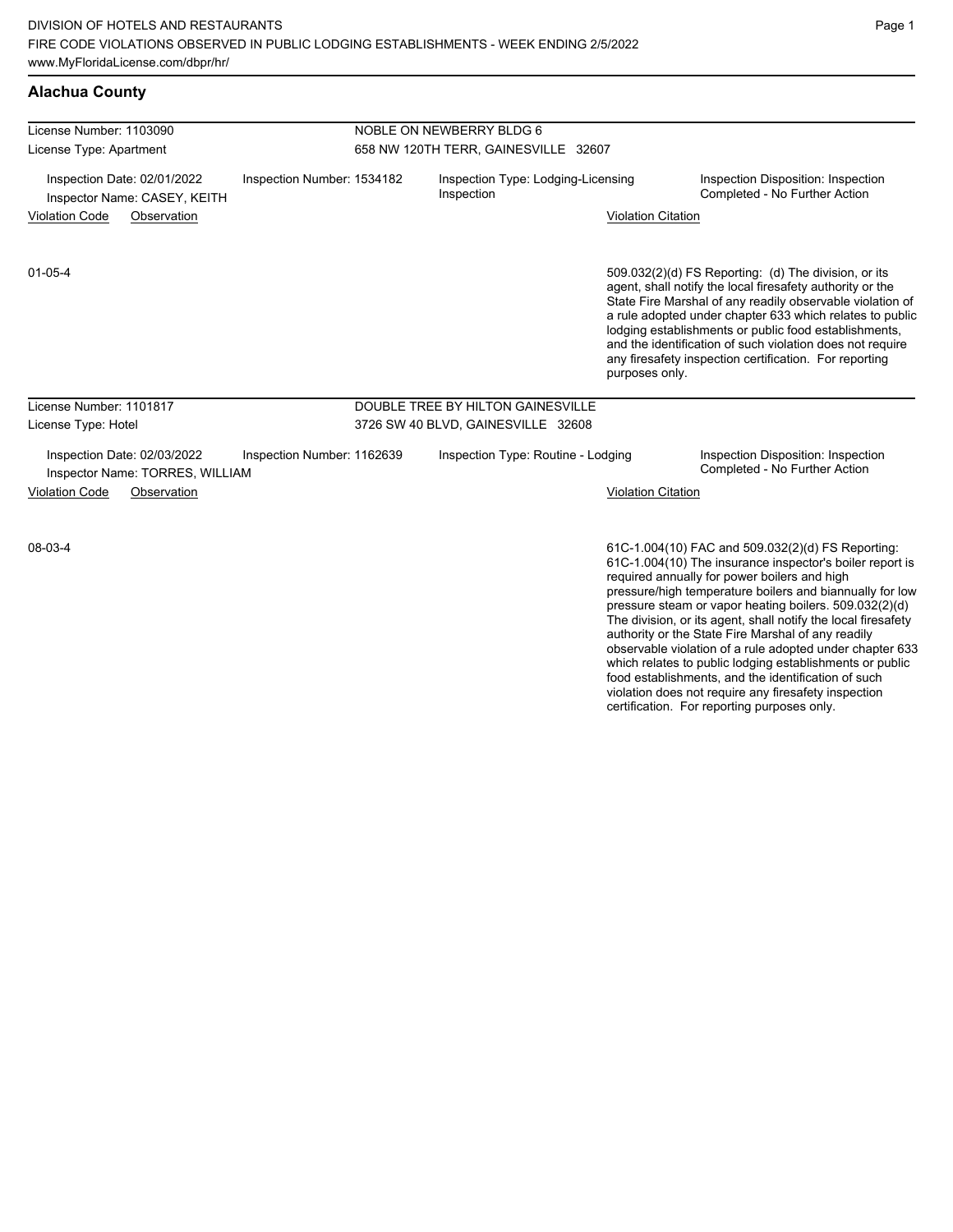DIVISION OF HOTELS AND RESTAURANTS
FIRE CODE VIOLATIONS OBSERVED IN PUBLIC LODGING ESTABLISHMENTS - WEEK ENDING 2/5/2022
www.MyFloridaLicense.com/dbpr/hr/

## Alachua County

License Number: 1103090
License Type: Apartment

NOBLE ON NEWBERRY BLDG 6
658 NW 120TH TERR, GAINESVILLE 32607

Inspection Date: 02/01/2022
Inspector Name: CASEY, KEITH
Inspection Number: 1534182
Inspection Type: Lodging-Licensing Inspection
Inspection Disposition: Inspection Completed - No Further Action

| Violation Code | Observation | Violation Citation |
| --- | --- | --- |
| 01-05-4 | | 509.032(2)(d) FS Reporting: (d) The division, or its agent, shall notify the local firesafety authority or the State Fire Marshal of any readily observable violation of a rule adopted under chapter 633 which relates to public lodging establishments or public food establishments, and the identification of such violation does not require any firesafety inspection certification. For reporting purposes only. |

License Number: 1101817
License Type: Hotel

DOUBLE TREE BY HILTON GAINESVILLE
3726 SW 40 BLVD, GAINESVILLE 32608

Inspection Date: 02/03/2022
Inspector Name: TORRES, WILLIAM
Inspection Number: 1162639
Inspection Type: Routine - Lodging
Inspection Disposition: Inspection Completed - No Further Action

| Violation Code | Observation | Violation Citation |
| --- | --- | --- |
| 08-03-4 | | 61C-1.004(10) FAC and 509.032(2)(d) FS Reporting: 61C-1.004(10) The insurance inspector's boiler report is required annually for power boilers and high pressure/high temperature boilers and biannually for low pressure steam or vapor heating boilers. 509.032(2)(d) The division, or its agent, shall notify the local firesafety authority or the State Fire Marshal of any readily observable violation of a rule adopted under chapter 633 which relates to public lodging establishments or public food establishments, and the identification of such violation does not require any firesafety inspection certification. For reporting purposes only. |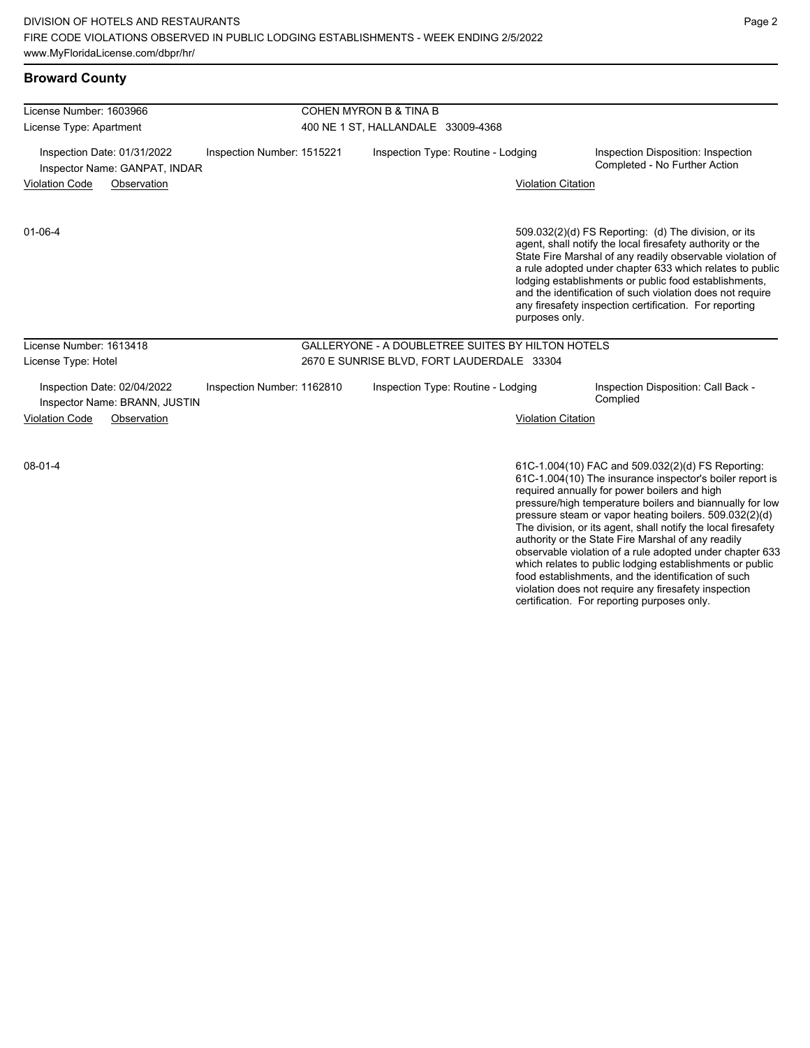## Broward County

| License Number: 1603966 | COHEN MYRON B & TINA B | | |
|---|---|---|---|
| License Type: Apartment | 400 NE 1 ST, HALLANDALE 33009-4368 | | |
| Inspection Date: 01/31/2022<br>Inspector Name: GANPAT, INDAR | Inspection Number: 1515221 | Inspection Type: Routine - Lodging | Inspection Disposition: Inspection Completed - No Further Action |

| Violation Code | Observation | Violation Citation |
|---|---|---|
| 01-06-4 | | 509.032(2)(d) FS Reporting: (d) The division, or its agent, shall notify the local firesafety authority or the State Fire Marshal of any readily observable violation of a rule adopted under chapter 633 which relates to public lodging establishments or public food establishments, and the identification of such violation does not require any firesafety inspection certification. For reporting purposes only. |

| License Number: 1613418 | GALLERYONE - A DOUBLETREE SUITES BY HILTON HOTELS | | |
|---|---|---|---|
| License Type: Hotel | 2670 E SUNRISE BLVD, FORT LAUDERDALE 33304 | | |
| Inspection Date: 02/04/2022<br>Inspector Name: BRANN, JUSTIN | Inspection Number: 1162810 | Inspection Type: Routine - Lodging | Inspection Disposition: Call Back - Complied |

| Violation Code | Observation | Violation Citation |
|---|---|---|
| 08-01-4 | | 61C-1.004(10) FAC and 509.032(2)(d) FS Reporting: 61C-1.004(10) The insurance inspector's boiler report is required annually for power boilers and high pressure/high temperature boilers and biannually for low pressure steam or vapor heating boilers. 509.032(2)(d) The division, or its agent, shall notify the local firesafety authority or the State Fire Marshal of any readily observable violation of a rule adopted under chapter 633 which relates to public lodging establishments or public food establishments, and the identification of such violation does not require any firesafety inspection certification. For reporting purposes only. |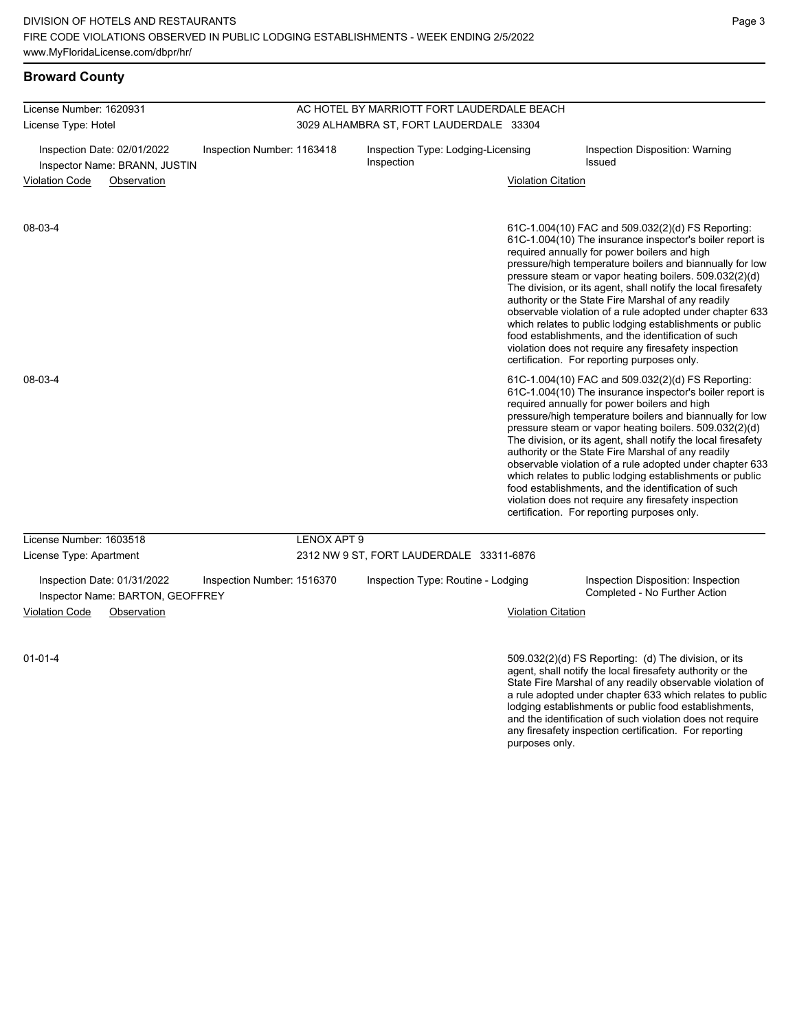## Broward County

License Number: 1620931
License Type: Hotel

AC HOTEL BY MARRIOTT FORT LAUDERDALE BEACH
3029 ALHAMBRA ST, FORT LAUDERDALE 33304

Inspection Date: 02/01/2022
Inspector Name: BRANN, JUSTIN
Inspection Number: 1163418
Inspection Type: Lodging-Licensing Inspection
Inspection Disposition: Warning Issued

| Violation Code | Observation | Violation Citation |
|---|---|---|
| 08-03-4 | | 61C-1.004(10) FAC and 509.032(2)(d) FS Reporting: 61C-1.004(10) The insurance inspector's boiler report is required annually for power boilers and high pressure/high temperature boilers and biannually for low pressure steam or vapor heating boilers. 509.032(2)(d) The division, or its agent, shall notify the local firesafety authority or the State Fire Marshal of any readily observable violation of a rule adopted under chapter 633 which relates to public lodging establishments or public food establishments, and the identification of such violation does not require any firesafety inspection certification. For reporting purposes only. |
| 08-03-4 | | 61C-1.004(10) FAC and 509.032(2)(d) FS Reporting: 61C-1.004(10) The insurance inspector's boiler report is required annually for power boilers and high pressure/high temperature boilers and biannually for low pressure steam or vapor heating boilers. 509.032(2)(d) The division, or its agent, shall notify the local firesafety authority or the State Fire Marshal of any readily observable violation of a rule adopted under chapter 633 which relates to public lodging establishments or public food establishments, and the identification of such violation does not require any firesafety inspection certification. For reporting purposes only. |

License Number: 1603518
License Type: Apartment

LENOX APT 9
2312 NW 9 ST, FORT LAUDERDALE 33311-6876

Inspection Date: 01/31/2022
Inspector Name: BARTON, GEOFFREY
Inspection Number: 1516370
Inspection Type: Routine - Lodging
Inspection Disposition: Inspection Completed - No Further Action

| Violation Code | Observation | Violation Citation |
|---|---|---|
| 01-01-4 | | 509.032(2)(d) FS Reporting: (d) The division, or its agent, shall notify the local firesafety authority or the State Fire Marshal of any readily observable violation of a rule adopted under chapter 633 which relates to public lodging establishments or public food establishments, and the identification of such violation does not require any firesafety inspection certification. For reporting purposes only. |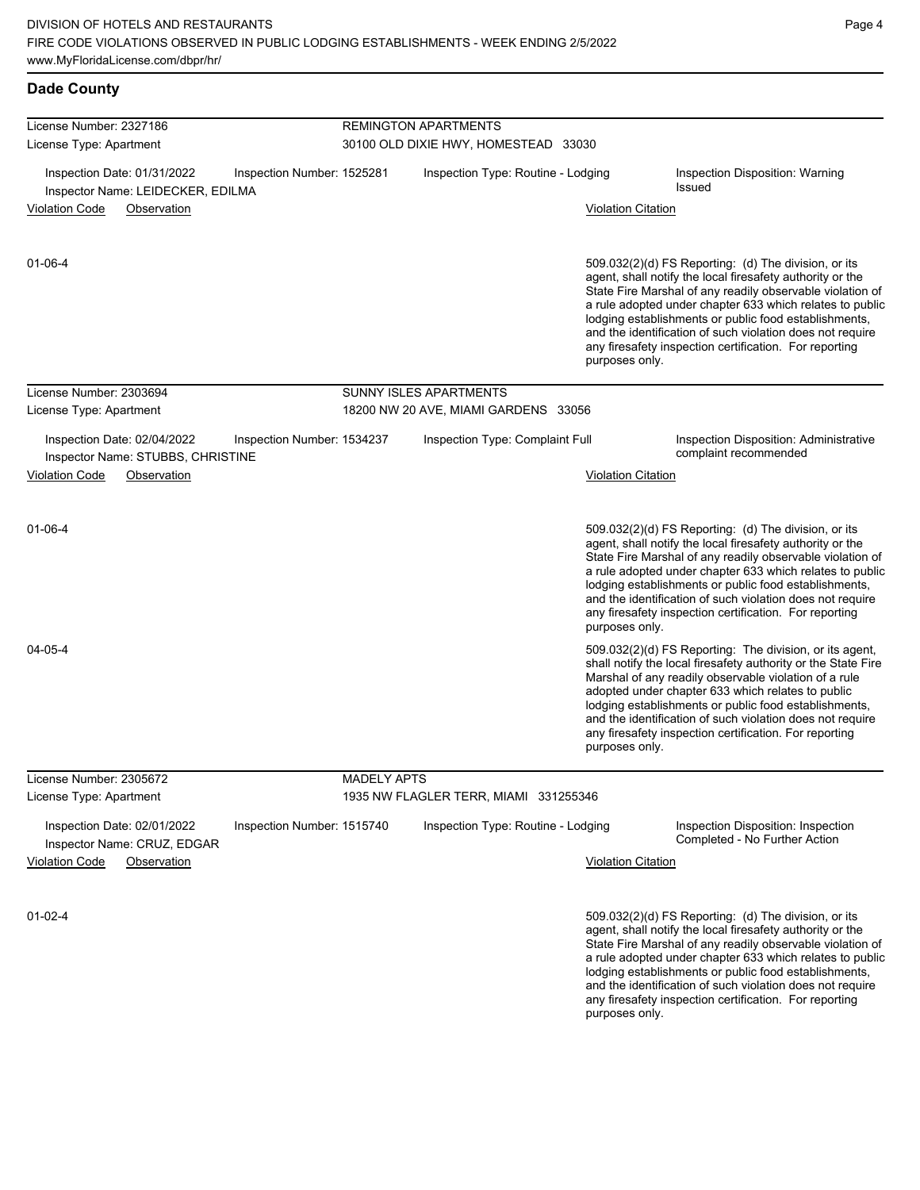## Dade County

**License Number:** 2327186 — **REMINGTON APARTMENTS**
**License Type:** Apartment — 30100 OLD DIXIE HWY, HOMESTEAD 33030

Inspection Date: 01/31/2022 | Inspection Number: 1525281 | Inspection Type: Routine - Lodging | Inspection Disposition: Warning Issued
Inspector Name: LEIDECKER, EDILMA

| Violation Code | Observation | Violation Citation |
|---|---|---|
| 01-06-4 | | 509.032(2)(d) FS Reporting: (d) The division, or its agent, shall notify the local firesafety authority or the State Fire Marshal of any readily observable violation of a rule adopted under chapter 633 which relates to public lodging establishments or public food establishments, and the identification of such violation does not require any firesafety inspection certification. For reporting purposes only. |

**License Number:** 2303694 — **SUNNY ISLES APARTMENTS**
**License Type:** Apartment — 18200 NW 20 AVE, MIAMI GARDENS 33056

Inspection Date: 02/04/2022 | Inspection Number: 1534237 | Inspection Type: Complaint Full | Inspection Disposition: Administrative complaint recommended
Inspector Name: STUBBS, CHRISTINE

| Violation Code | Observation | Violation Citation |
|---|---|---|
| 01-06-4 | | 509.032(2)(d) FS Reporting: (d) The division, or its agent, shall notify the local firesafety authority or the State Fire Marshal of any readily observable violation of a rule adopted under chapter 633 which relates to public lodging establishments or public food establishments, and the identification of such violation does not require any firesafety inspection certification. For reporting purposes only. |
| 04-05-4 | | 509.032(2)(d) FS Reporting: The division, or its agent, shall notify the local firesafety authority or the State Fire Marshal of any readily observable violation of a rule adopted under chapter 633 which relates to public lodging establishments or public food establishments, and the identification of such violation does not require any firesafety inspection certification. For reporting purposes only. |

**License Number:** 2305672 — **MADELY APTS**
**License Type:** Apartment — 1935 NW FLAGLER TERR, MIAMI 331255346

Inspection Date: 02/01/2022 | Inspection Number: 1515740 | Inspection Type: Routine - Lodging | Inspection Disposition: Inspection Completed - No Further Action
Inspector Name: CRUZ, EDGAR

| Violation Code | Observation | Violation Citation |
|---|---|---|
| 01-02-4 | | 509.032(2)(d) FS Reporting: (d) The division, or its agent, shall notify the local firesafety authority or the State Fire Marshal of any readily observable violation of a rule adopted under chapter 633 which relates to public lodging establishments or public food establishments, and the identification of such violation does not require any firesafety inspection certification. For reporting purposes only. |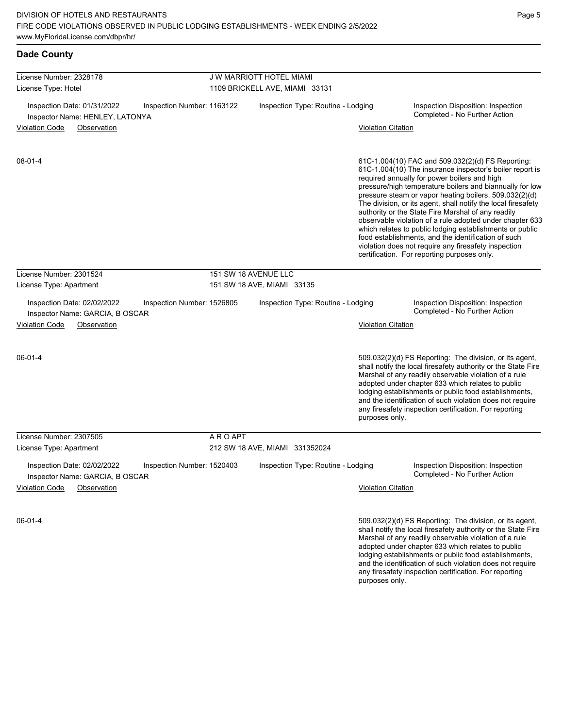## Dade County

**License Number:** 2328178 — **J W MARRIOTT HOTEL MIAMI**
**License Type:** Hotel — 1109 BRICKELL AVE, MIAMI 33131

Inspection Date: 01/31/2022 | Inspection Number: 1163122 | Inspection Type: Routine - Lodging | Inspection Disposition: Inspection Completed - No Further Action
Inspector Name: HENLEY, LATONYA

| Violation Code | Observation | Violation Citation |
|---|---|---|
| 08-01-4 | | 61C-1.004(10) FAC and 509.032(2)(d) FS Reporting: 61C-1.004(10) The insurance inspector's boiler report is required annually for power boilers and high pressure/high temperature boilers and biannually for low pressure steam or vapor heating boilers. 509.032(2)(d) The division, or its agent, shall notify the local firesafety authority or the State Fire Marshal of any readily observable violation of a rule adopted under chapter 633 which relates to public lodging establishments or public food establishments, and the identification of such violation does not require any firesafety inspection certification. For reporting purposes only. |

**License Number:** 2301524 — **151 SW 18 AVENUE LLC**
**License Type:** Apartment — 151 SW 18 AVE, MIAMI 33135

Inspection Date: 02/02/2022 | Inspection Number: 1526805 | Inspection Type: Routine - Lodging | Inspection Disposition: Inspection Completed - No Further Action
Inspector Name: GARCIA, B OSCAR

| Violation Code | Observation | Violation Citation |
|---|---|---|
| 06-01-4 | | 509.032(2)(d) FS Reporting: The division, or its agent, shall notify the local firesafety authority or the State Fire Marshal of any readily observable violation of a rule adopted under chapter 633 which relates to public lodging establishments or public food establishments, and the identification of such violation does not require any firesafety inspection certification. For reporting purposes only. |

**License Number:** 2307505 — **A R O APT**
**License Type:** Apartment — 212 SW 18 AVE, MIAMI 331352024

Inspection Date: 02/02/2022 | Inspection Number: 1520403 | Inspection Type: Routine - Lodging | Inspection Disposition: Inspection Completed - No Further Action
Inspector Name: GARCIA, B OSCAR

| Violation Code | Observation | Violation Citation |
|---|---|---|
| 06-01-4 | | 509.032(2)(d) FS Reporting: The division, or its agent, shall notify the local firesafety authority or the State Fire Marshal of any readily observable violation of a rule adopted under chapter 633 which relates to public lodging establishments or public food establishments, and the identification of such violation does not require any firesafety inspection certification. For reporting purposes only. |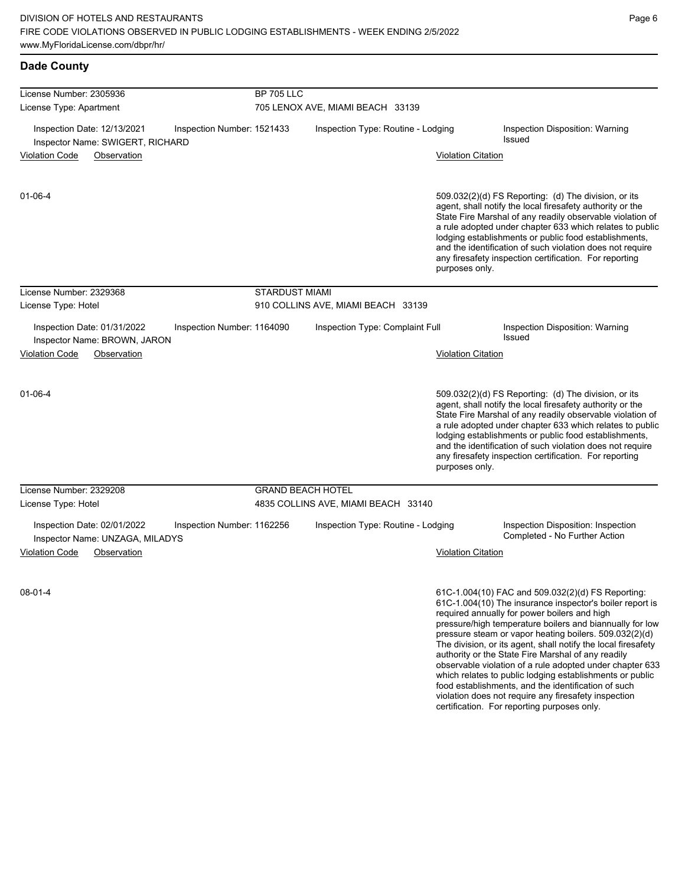## Dade County

| License Number: 2305936 | BP 705 LLC | | |
|---|---|---|---|
| License Type: Apartment | 705 LENOX AVE, MIAMI BEACH 33139 | | |
| Inspection Date: 12/13/2021<br>Inspector Name: SWIGERT, RICHARD | Inspection Number: 1521433 | Inspection Type: Routine - Lodging | Inspection Disposition: Warning Issued |

| Violation Code | Observation | Violation Citation |
|---|---|---|
| 01-06-4 | | 509.032(2)(d) FS Reporting: (d) The division, or its agent, shall notify the local firesafety authority or the State Fire Marshal of any readily observable violation of a rule adopted under chapter 633 which relates to public lodging establishments or public food establishments, and the identification of such violation does not require any firesafety inspection certification. For reporting purposes only. |

| License Number: 2329368 | STARDUST MIAMI | | |
|---|---|---|---|
| License Type: Hotel | 910 COLLINS AVE, MIAMI BEACH 33139 | | |
| Inspection Date: 01/31/2022<br>Inspector Name: BROWN, JARON | Inspection Number: 1164090 | Inspection Type: Complaint Full | Inspection Disposition: Warning Issued |

| Violation Code | Observation | Violation Citation |
|---|---|---|
| 01-06-4 | | 509.032(2)(d) FS Reporting: (d) The division, or its agent, shall notify the local firesafety authority or the State Fire Marshal of any readily observable violation of a rule adopted under chapter 633 which relates to public lodging establishments or public food establishments, and the identification of such violation does not require any firesafety inspection certification. For reporting purposes only. |

| License Number: 2329208 | GRAND BEACH HOTEL | | |
|---|---|---|---|
| License Type: Hotel | 4835 COLLINS AVE, MIAMI BEACH 33140 | | |
| Inspection Date: 02/01/2022<br>Inspector Name: UNZAGA, MILADYS | Inspection Number: 1162256 | Inspection Type: Routine - Lodging | Inspection Disposition: Inspection Completed - No Further Action |

| Violation Code | Observation | Violation Citation |
|---|---|---|
| 08-01-4 | | 61C-1.004(10) FAC and 509.032(2)(d) FS Reporting: 61C-1.004(10) The insurance inspector's boiler report is required annually for power boilers and high pressure/high temperature boilers and biannually for low pressure steam or vapor heating boilers. 509.032(2)(d) The division, or its agent, shall notify the local firesafety authority or the State Fire Marshal of any readily observable violation of a rule adopted under chapter 633 which relates to public lodging establishments or public food establishments, and the identification of such violation does not require any firesafety inspection certification. For reporting purposes only. |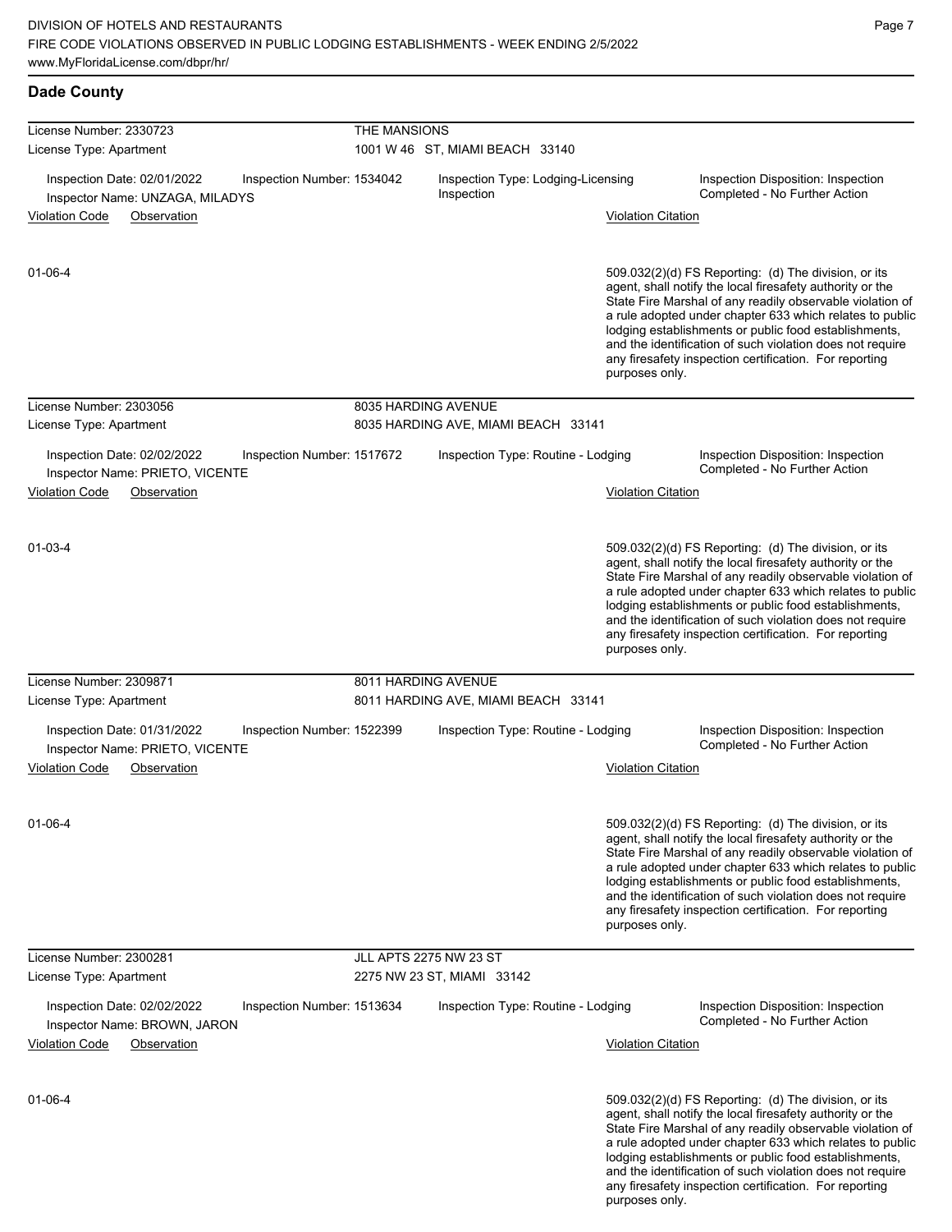## Dade County

**License Number:** 2330723 — **THE MANSIONS**
**License Type:** Apartment — 1001 W 46 ST, MIAMI BEACH 33140

Inspection Date: 02/01/2022 | Inspection Number: 1534042 | Inspection Type: Lodging-Licensing Inspection | Inspection Disposition: Inspection Completed - No Further Action
Inspector Name: UNZAGA, MILADYS

| Violation Code | Observation | Violation Citation |
|---|---|---|
| 01-06-4 | | 509.032(2)(d) FS Reporting: (d) The division, or its agent, shall notify the local firesafety authority or the State Fire Marshal of any readily observable violation of a rule adopted under chapter 633 which relates to public lodging establishments or public food establishments, and the identification of such violation does not require any firesafety inspection certification. For reporting purposes only. |

---

**License Number:** 2303056 — **8035 HARDING AVENUE**
**License Type:** Apartment — 8035 HARDING AVE, MIAMI BEACH 33141

Inspection Date: 02/02/2022 | Inspection Number: 1517672 | Inspection Type: Routine - Lodging | Inspection Disposition: Inspection Completed - No Further Action
Inspector Name: PRIETO, VICENTE

| Violation Code | Observation | Violation Citation |
|---|---|---|
| 01-03-4 | | 509.032(2)(d) FS Reporting: (d) The division, or its agent, shall notify the local firesafety authority or the State Fire Marshal of any readily observable violation of a rule adopted under chapter 633 which relates to public lodging establishments or public food establishments, and the identification of such violation does not require any firesafety inspection certification. For reporting purposes only. |

---

**License Number:** 2309871 — **8011 HARDING AVENUE**
**License Type:** Apartment — 8011 HARDING AVE, MIAMI BEACH 33141

Inspection Date: 01/31/2022 | Inspection Number: 1522399 | Inspection Type: Routine - Lodging | Inspection Disposition: Inspection Completed - No Further Action
Inspector Name: PRIETO, VICENTE

| Violation Code | Observation | Violation Citation |
|---|---|---|
| 01-06-4 | | 509.032(2)(d) FS Reporting: (d) The division, or its agent, shall notify the local firesafety authority or the State Fire Marshal of any readily observable violation of a rule adopted under chapter 633 which relates to public lodging establishments or public food establishments, and the identification of such violation does not require any firesafety inspection certification. For reporting purposes only. |

---

**License Number:** 2300281 — **JLL APTS 2275 NW 23 ST**
**License Type:** Apartment — 2275 NW 23 ST, MIAMI 33142

Inspection Date: 02/02/2022 | Inspection Number: 1513634 | Inspection Type: Routine - Lodging | Inspection Disposition: Inspection Completed - No Further Action
Inspector Name: BROWN, JARON

| Violation Code | Observation | Violation Citation |
|---|---|---|
| 01-06-4 | | 509.032(2)(d) FS Reporting: (d) The division, or its agent, shall notify the local firesafety authority or the State Fire Marshal of any readily observable violation of a rule adopted under chapter 633 which relates to public lodging establishments or public food establishments, and the identification of such violation does not require any firesafety inspection certification. For reporting purposes only. |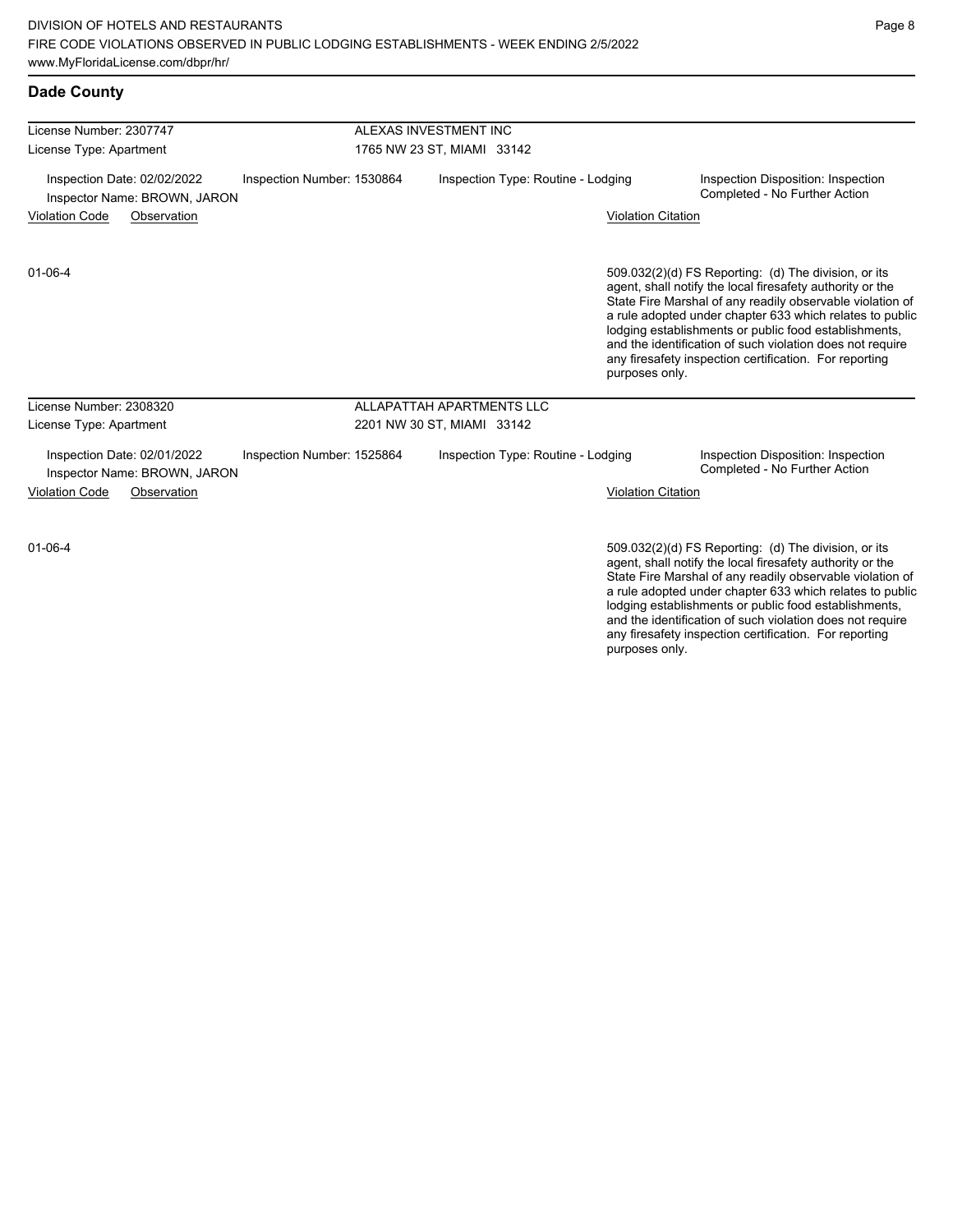## Dade County

| License Number: 2307747 | ALEXAS INVESTMENT INC |
|---|---|
| License Type: Apartment | 1765 NW 23 ST, MIAMI 33142 |

Inspection Date: 02/02/2022 | Inspection Number: 1530864 | Inspection Type: Routine - Lodging | Inspection Disposition: Inspection Completed - No Further Action

Inspector Name: BROWN, JARON

| Violation Code | Observation | Violation Citation |
|---|---|---|
| 01-06-4 | | 509.032(2)(d) FS Reporting: (d) The division, or its agent, shall notify the local firesafety authority or the State Fire Marshal of any readily observable violation of a rule adopted under chapter 633 which relates to public lodging establishments or public food establishments, and the identification of such violation does not require any firesafety inspection certification. For reporting purposes only. |

| License Number: 2308320 | ALLAPATTAH APARTMENTS LLC |
|---|---|
| License Type: Apartment | 2201 NW 30 ST, MIAMI 33142 |

Inspection Date: 02/01/2022 | Inspection Number: 1525864 | Inspection Type: Routine - Lodging | Inspection Disposition: Inspection Completed - No Further Action

Inspector Name: BROWN, JARON

| Violation Code | Observation | Violation Citation |
|---|---|---|
| 01-06-4 | | 509.032(2)(d) FS Reporting: (d) The division, or its agent, shall notify the local firesafety authority or the State Fire Marshal of any readily observable violation of a rule adopted under chapter 633 which relates to public lodging establishments or public food establishments, and the identification of such violation does not require any firesafety inspection certification. For reporting purposes only. |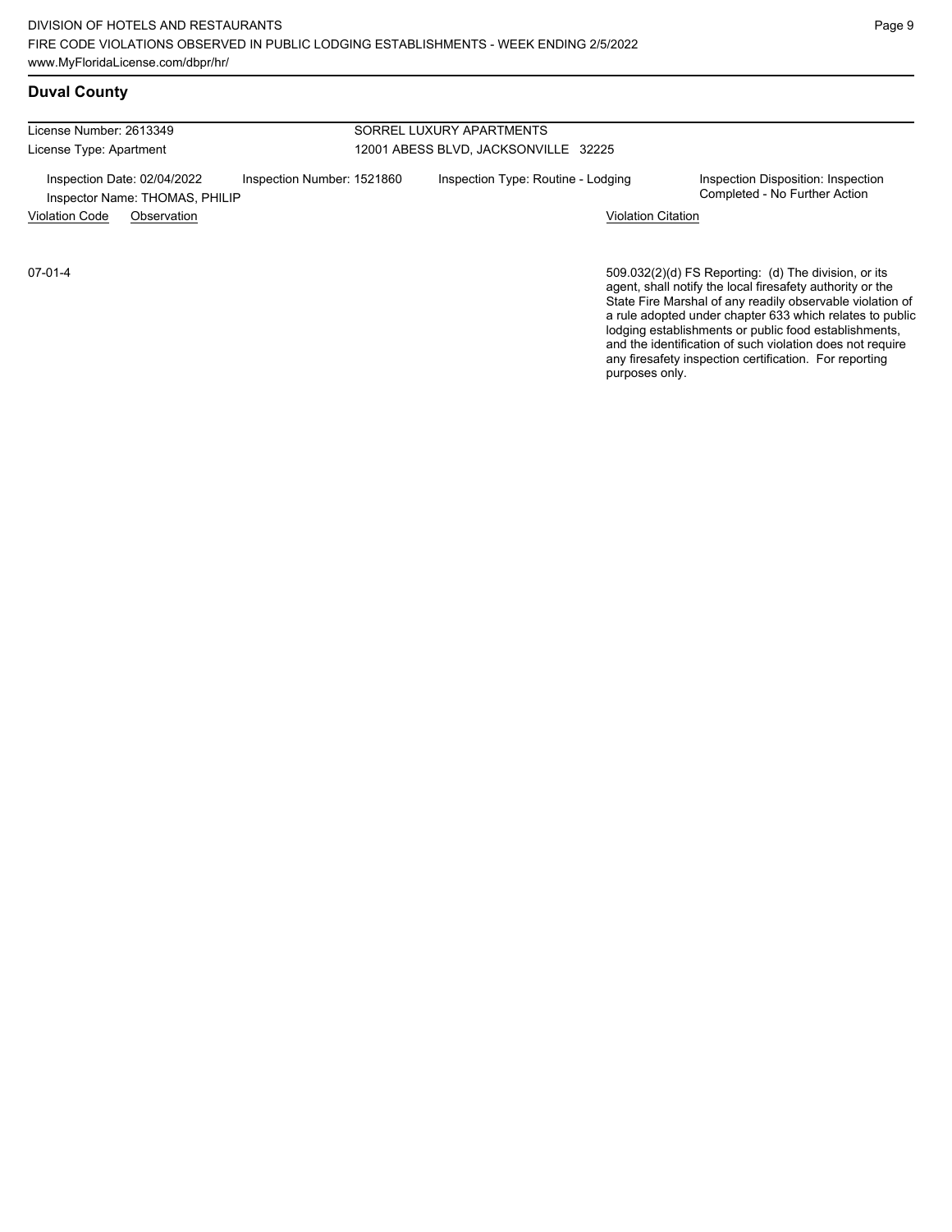## Duval County

License Number: 2613349

License Type: Apartment

SORREL LUXURY APARTMENTS

12001 ABESS BLVD, JACKSONVILLE 32225

Inspection Date: 02/04/2022 | Inspection Number: 1521860 | Inspection Type: Routine - Lodging | Inspection Disposition: Inspection Completed - No Further Action

Inspector Name: THOMAS, PHILIP

| Violation Code | Observation | Violation Citation |
| --- | --- | --- |
| 07-01-4 | | 509.032(2)(d) FS Reporting: (d) The division, or its agent, shall notify the local firesafety authority or the State Fire Marshal of any readily observable violation of a rule adopted under chapter 633 which relates to public lodging establishments or public food establishments, and the identification of such violation does not require any firesafety inspection certification. For reporting purposes only. |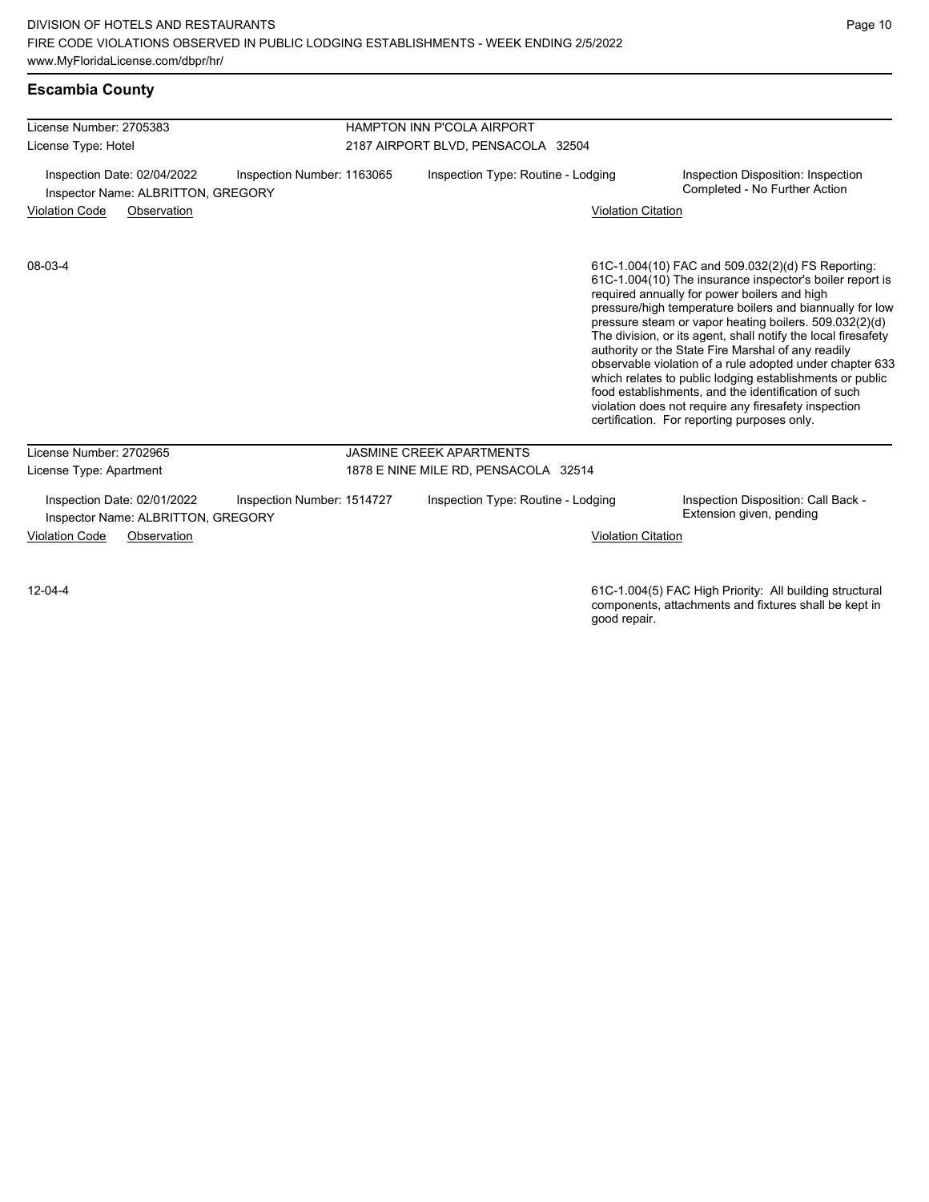## Escambia County

| License Number: 2705383 | HAMPTON INN P'COLA AIRPORT |
|---|---|
| License Type: Hotel | 2187 AIRPORT BLVD, PENSACOLA 32504 |

Inspection Date: 02/04/2022 | Inspection Number: 1163065 | Inspection Type: Routine - Lodging | Inspection Disposition: Inspection Completed - No Further Action

Inspector Name: ALBRITTON, GREGORY

| Violation Code | Observation | Violation Citation |
|---|---|---|
| 08-03-4 | | 61C-1.004(10) FAC and 509.032(2)(d) FS Reporting: 61C-1.004(10) The insurance inspector's boiler report is required annually for power boilers and high pressure/high temperature boilers and biannually for low pressure steam or vapor heating boilers. 509.032(2)(d) The division, or its agent, shall notify the local firesafety authority or the State Fire Marshal of any readily observable violation of a rule adopted under chapter 633 which relates to public lodging establishments or public food establishments, and the identification of such violation does not require any firesafety inspection certification. For reporting purposes only. |

| License Number: 2702965 | JASMINE CREEK APARTMENTS |
|---|---|
| License Type: Apartment | 1878 E NINE MILE RD, PENSACOLA 32514 |

Inspection Date: 02/01/2022 | Inspection Number: 1514727 | Inspection Type: Routine - Lodging | Inspection Disposition: Call Back - Extension given, pending

Inspector Name: ALBRITTON, GREGORY

| Violation Code | Observation | Violation Citation |
|---|---|---|
| 12-04-4 | | 61C-1.004(5) FAC High Priority: All building structural components, attachments and fixtures shall be kept in good repair. |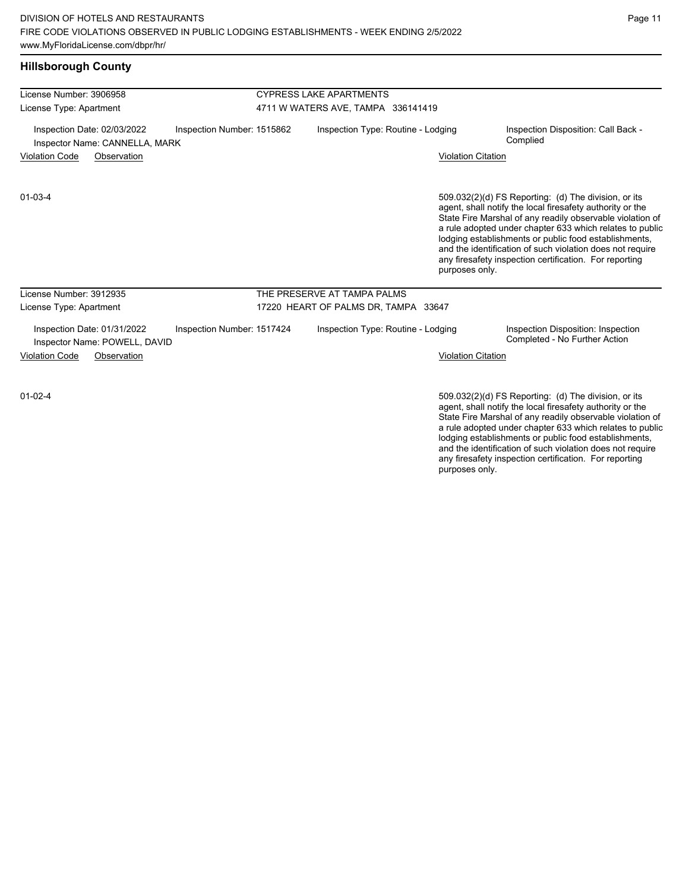## Hillsborough County

**License Number:** 3906958
**License Type:** Apartment

**CYPRESS LAKE APARTMENTS**
4711 W WATERS AVE, TAMPA 336141419

Inspection Date: 02/03/2022
Inspector Name: CANNELLA, MARK
Inspection Number: 1515862
Inspection Type: Routine - Lodging
Inspection Disposition: Call Back - Complied

| Violation Code | Observation | Violation Citation |
|---|---|---|
| 01-03-4 | | 509.032(2)(d) FS Reporting: (d) The division, or its agent, shall notify the local firesafety authority or the State Fire Marshal of any readily observable violation of a rule adopted under chapter 633 which relates to public lodging establishments or public food establishments, and the identification of such violation does not require any firesafety inspection certification. For reporting purposes only. |

**License Number:** 3912935
**License Type:** Apartment

**THE PRESERVE AT TAMPA PALMS**
17220 HEART OF PALMS DR, TAMPA 33647

Inspection Date: 01/31/2022
Inspector Name: POWELL, DAVID
Inspection Number: 1517424
Inspection Type: Routine - Lodging
Inspection Disposition: Inspection Completed - No Further Action

| Violation Code | Observation | Violation Citation |
|---|---|---|
| 01-02-4 | | 509.032(2)(d) FS Reporting: (d) The division, or its agent, shall notify the local firesafety authority or the State Fire Marshal of any readily observable violation of a rule adopted under chapter 633 which relates to public lodging establishments or public food establishments, and the identification of such violation does not require any firesafety inspection certification. For reporting purposes only. |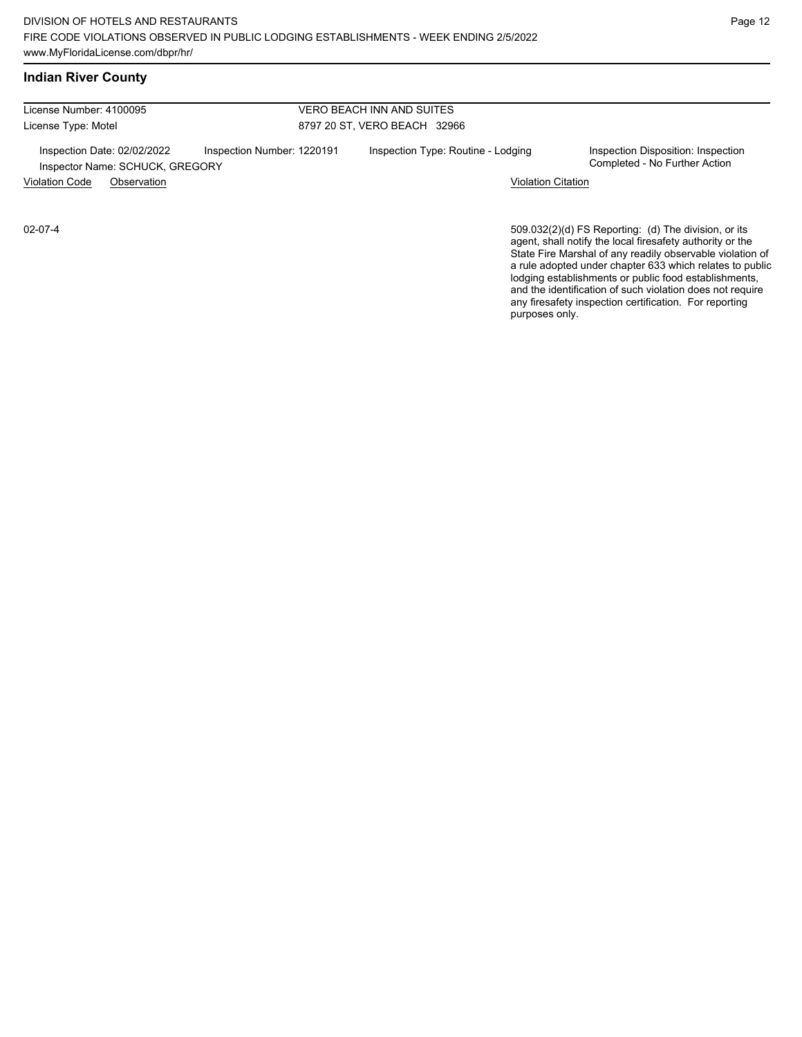## Indian River County

| License Number: 4100095 | VERO BEACH INN AND SUITES |
|---|---|
| License Type: Motel | 8797 20 ST, VERO BEACH 32966 |

Inspection Date: 02/02/2022 | Inspection Number: 1220191 | Inspection Type: Routine - Lodging | Inspection Disposition: Inspection Completed - No Further Action

Inspector Name: SCHUCK, GREGORY

| Violation Code | Observation | Violation Citation |
|---|---|---|
| 02-07-4 | | 509.032(2)(d) FS Reporting: (d) The division, or its agent, shall notify the local firesafety authority or the State Fire Marshal of any readily observable violation of a rule adopted under chapter 633 which relates to public lodging establishments or public food establishments, and the identification of such violation does not require any firesafety inspection certification. For reporting purposes only. |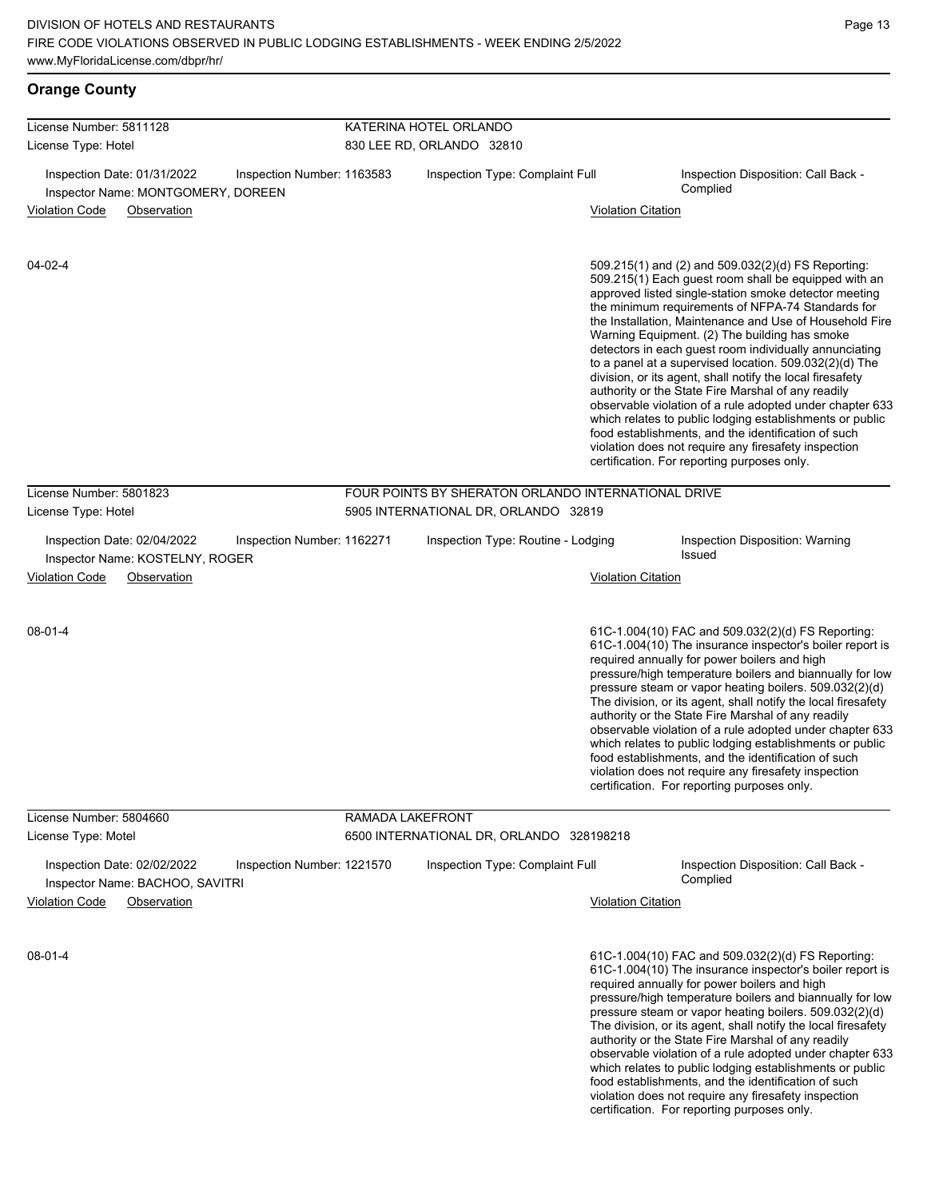## Orange County

**License Number:** 5811128 — **KATERINA HOTEL ORLANDO**
**License Type:** Hotel — 830 LEE RD, ORLANDO 32810

Inspection Date: 01/31/2022 | Inspection Number: 1163583 | Inspection Type: Complaint Full | Inspection Disposition: Call Back - Complied
Inspector Name: MONTGOMERY, DOREEN

| Violation Code | Observation | Violation Citation |
|---|---|---|
| 04-02-4 | | 509.215(1) and (2) and 509.032(2)(d) FS Reporting: 509.215(1) Each guest room shall be equipped with an approved listed single-station smoke detector meeting the minimum requirements of NFPA-74 Standards for the Installation, Maintenance and Use of Household Fire Warning Equipment. (2) The building has smoke detectors in each guest room individually annunciating to a panel at a supervised location. 509.032(2)(d) The division, or its agent, shall notify the local firesafety authority or the State Fire Marshal of any readily observable violation of a rule adopted under chapter 633 which relates to public lodging establishments or public food establishments, and the identification of such violation does not require any firesafety inspection certification. For reporting purposes only. |

**License Number:** 5801823 — **FOUR POINTS BY SHERATON ORLANDO INTERNATIONAL DRIVE**
**License Type:** Hotel — 5905 INTERNATIONAL DR, ORLANDO 32819

Inspection Date: 02/04/2022 | Inspection Number: 1162271 | Inspection Type: Routine - Lodging | Inspection Disposition: Warning Issued
Inspector Name: KOSTELNY, ROGER

| Violation Code | Observation | Violation Citation |
|---|---|---|
| 08-01-4 | | 61C-1.004(10) FAC and 509.032(2)(d) FS Reporting: 61C-1.004(10) The insurance inspector's boiler report is required annually for power boilers and high pressure/high temperature boilers and biannually for low pressure steam or vapor heating boilers. 509.032(2)(d) The division, or its agent, shall notify the local firesafety authority or the State Fire Marshal of any readily observable violation of a rule adopted under chapter 633 which relates to public lodging establishments or public food establishments, and the identification of such violation does not require any firesafety inspection certification. For reporting purposes only. |

**License Number:** 5804660 — **RAMADA LAKEFRONT**
**License Type:** Motel — 6500 INTERNATIONAL DR, ORLANDO 328198218

Inspection Date: 02/02/2022 | Inspection Number: 1221570 | Inspection Type: Complaint Full | Inspection Disposition: Call Back - Complied
Inspector Name: BACHOO, SAVITRI

| Violation Code | Observation | Violation Citation |
|---|---|---|
| 08-01-4 | | 61C-1.004(10) FAC and 509.032(2)(d) FS Reporting: 61C-1.004(10) The insurance inspector's boiler report is required annually for power boilers and high pressure/high temperature boilers and biannually for low pressure steam or vapor heating boilers. 509.032(2)(d) The division, or its agent, shall notify the local firesafety authority or the State Fire Marshal of any readily observable violation of a rule adopted under chapter 633 which relates to public lodging establishments or public food establishments, and the identification of such violation does not require any firesafety inspection certification. For reporting purposes only. |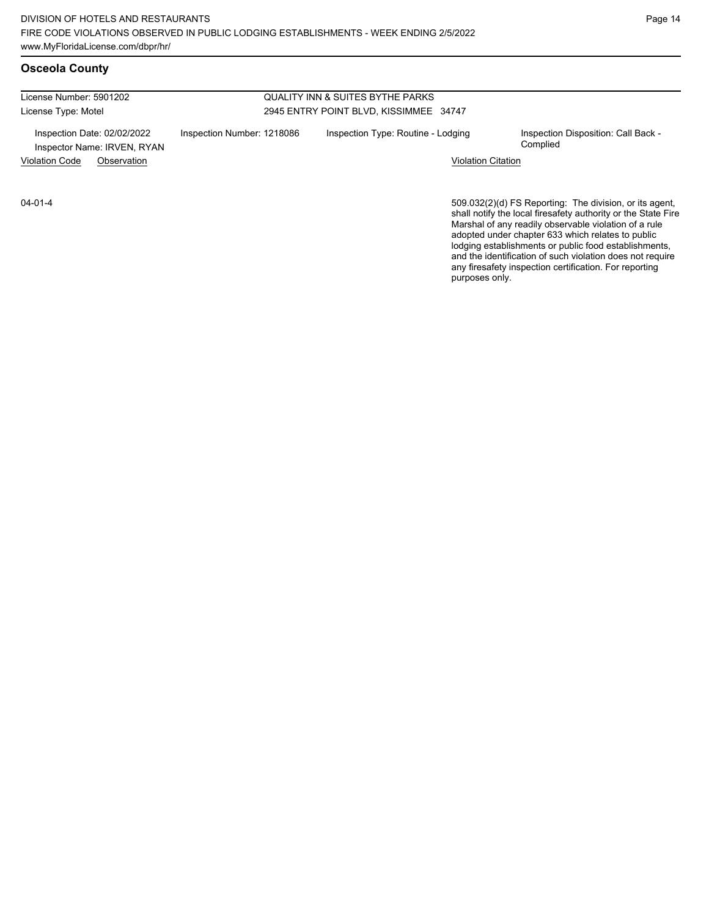## Osceola County

License Number: 5901202

License Type: Motel

QUALITY INN & SUITES BYTHE PARKS

2945 ENTRY POINT BLVD, KISSIMMEE 34747

Inspection Date: 02/02/2022

Inspector Name: IRVEN, RYAN

Inspection Number: 1218086

Inspection Type: Routine - Lodging

Inspection Disposition: Call Back - Complied

| Violation Code | Observation | Violation Citation |
|---|---|---|
| 04-01-4 | | 509.032(2)(d) FS Reporting: The division, or its agent, shall notify the local firesafety authority or the State Fire Marshal of any readily observable violation of a rule adopted under chapter 633 which relates to public lodging establishments or public food establishments, and the identification of such violation does not require any firesafety inspection certification. For reporting purposes only. |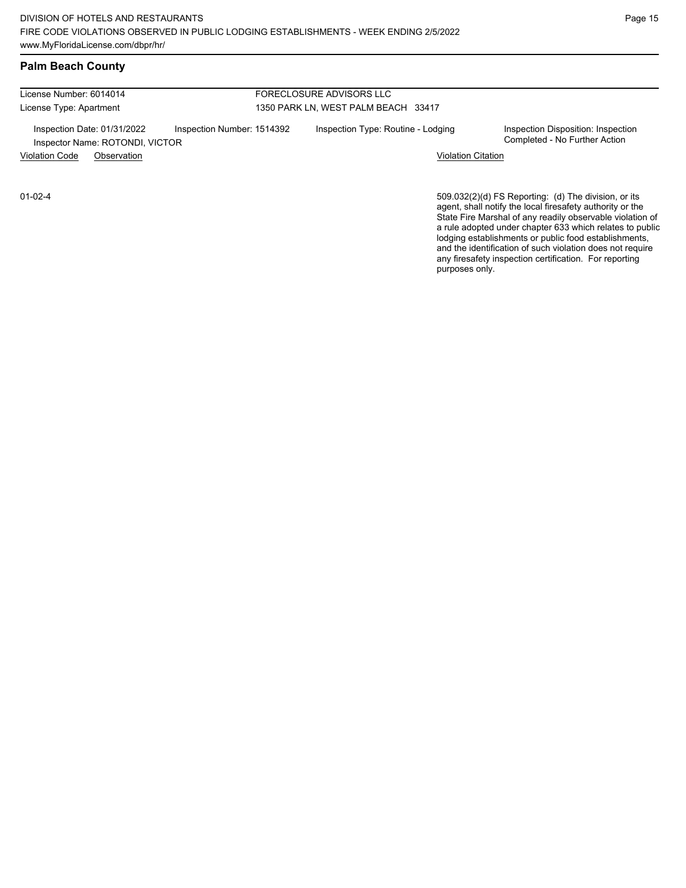## Palm Beach County

License Number: 6014014
License Type: Apartment

FORECLOSURE ADVISORS LLC
1350 PARK LN, WEST PALM BEACH 33417

Inspection Date: 01/31/2022
Inspector Name: ROTONDI, VICTOR
Inspection Number: 1514392
Inspection Type: Routine - Lodging
Inspection Disposition: Inspection Completed - No Further Action

| Violation Code | Observation | Violation Citation |
| --- | --- | --- |
| 01-02-4 | | 509.032(2)(d) FS Reporting: (d) The division, or its agent, shall notify the local firesafety authority or the State Fire Marshal of any readily observable violation of a rule adopted under chapter 633 which relates to public lodging establishments or public food establishments, and the identification of such violation does not require any firesafety inspection certification. For reporting purposes only. |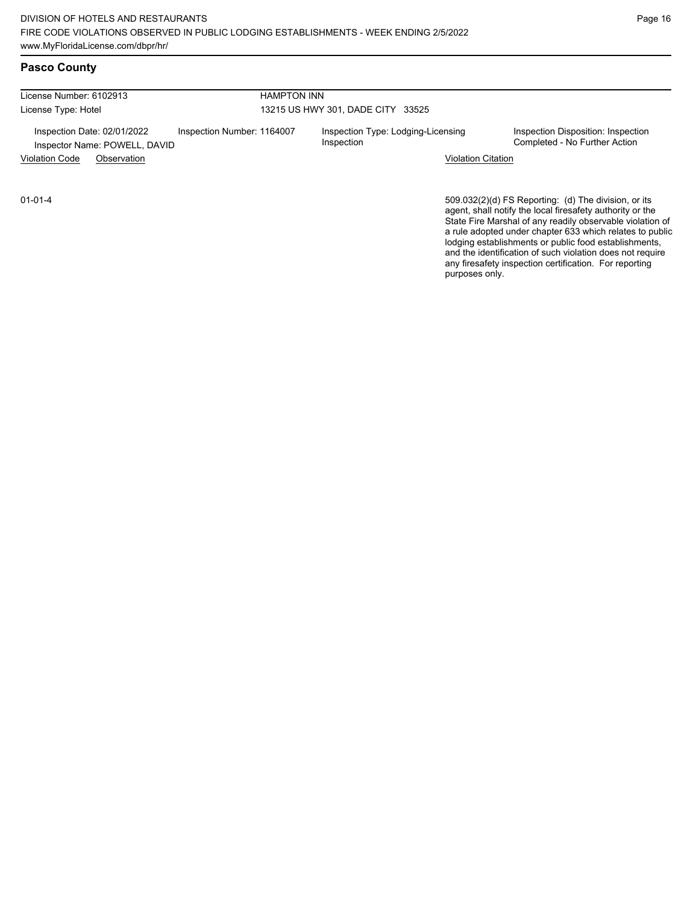## Pasco County

| License Number: 6102913 | HAMPTON INN | | |
|---|---|---|---|
| License Type: Hotel | 13215 US HWY 301, DADE CITY 33525 | | |
| Inspection Date: 02/01/2022<br>Inspector Name: POWELL, DAVID | Inspection Number: 1164007 | Inspection Type: Lodging-Licensing Inspection | Inspection Disposition: Inspection Completed - No Further Action |

| Violation Code | Observation | Violation Citation |
|---|---|---|
| 01-01-4 | | 509.032(2)(d) FS Reporting: (d) The division, or its agent, shall notify the local firesafety authority or the State Fire Marshal of any readily observable violation of a rule adopted under chapter 633 which relates to public lodging establishments or public food establishments, and the identification of such violation does not require any firesafety inspection certification. For reporting purposes only. |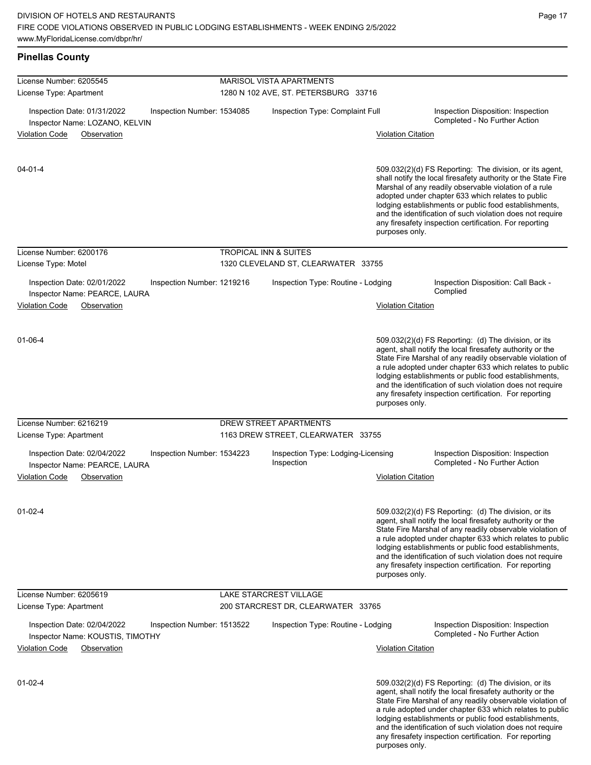## Pinellas County

**License Number:** 6205545 — **MARISOL VISTA APARTMENTS**
**License Type:** Apartment — 1280 N 102 AVE, ST. PETERSBURG 33716

Inspection Date: 01/31/2022 | Inspection Number: 1534085 | Inspection Type: Complaint Full | Inspection Disposition: Inspection Completed - No Further Action
Inspector Name: LOZANO, KELVIN

| Violation Code | Observation | Violation Citation |
|---|---|---|
| 04-01-4 | | 509.032(2)(d) FS Reporting: The division, or its agent, shall notify the local firesafety authority or the State Fire Marshal of any readily observable violation of a rule adopted under chapter 633 which relates to public lodging establishments or public food establishments, and the identification of such violation does not require any firesafety inspection certification. For reporting purposes only. |

**License Number:** 6200176 — **TROPICAL INN & SUITES**
**License Type:** Motel — 1320 CLEVELAND ST, CLEARWATER 33755

Inspection Date: 02/01/2022 | Inspection Number: 1219216 | Inspection Type: Routine - Lodging | Inspection Disposition: Call Back - Complied
Inspector Name: PEARCE, LAURA

| Violation Code | Observation | Violation Citation |
|---|---|---|
| 01-06-4 | | 509.032(2)(d) FS Reporting: (d) The division, or its agent, shall notify the local firesafety authority or the State Fire Marshal of any readily observable violation of a rule adopted under chapter 633 which relates to public lodging establishments or public food establishments, and the identification of such violation does not require any firesafety inspection certification. For reporting purposes only. |

**License Number:** 6216219 — **DREW STREET APARTMENTS**
**License Type:** Apartment — 1163 DREW STREET, CLEARWATER 33755

Inspection Date: 02/04/2022 | Inspection Number: 1534223 | Inspection Type: Lodging-Licensing Inspection | Inspection Disposition: Inspection Completed - No Further Action
Inspector Name: PEARCE, LAURA

| Violation Code | Observation | Violation Citation |
|---|---|---|
| 01-02-4 | | 509.032(2)(d) FS Reporting: (d) The division, or its agent, shall notify the local firesafety authority or the State Fire Marshal of any readily observable violation of a rule adopted under chapter 633 which relates to public lodging establishments or public food establishments, and the identification of such violation does not require any firesafety inspection certification. For reporting purposes only. |

**License Number:** 6205619 — **LAKE STARCREST VILLAGE**
**License Type:** Apartment — 200 STARCREST DR, CLEARWATER 33765

Inspection Date: 02/04/2022 | Inspection Number: 1513522 | Inspection Type: Routine - Lodging | Inspection Disposition: Inspection Completed - No Further Action
Inspector Name: KOUSTIS, TIMOTHY

| Violation Code | Observation | Violation Citation |
|---|---|---|
| 01-02-4 | | 509.032(2)(d) FS Reporting: (d) The division, or its agent, shall notify the local firesafety authority or the State Fire Marshal of any readily observable violation of a rule adopted under chapter 633 which relates to public lodging establishments or public food establishments, and the identification of such violation does not require any firesafety inspection certification. For reporting purposes only. |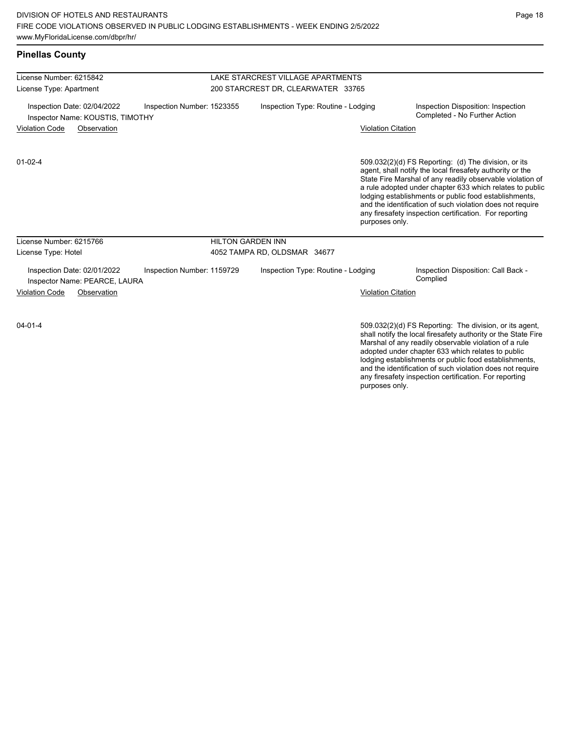## Pinellas County

**License Number:** 6215842
**License Type:** Apartment

LAKE STARCREST VILLAGE APARTMENTS
200 STARCREST DR, CLEARWATER 33765

Inspection Date: 02/04/2022
Inspector Name: KOUSTIS, TIMOTHY
Inspection Number: 1523355
Inspection Type: Routine - Lodging
Inspection Disposition: Inspection Completed - No Further Action

| Violation Code | Observation | Violation Citation |
|---|---|---|
| 01-02-4 | | 509.032(2)(d) FS Reporting: (d) The division, or its agent, shall notify the local firesafety authority or the State Fire Marshal of any readily observable violation of a rule adopted under chapter 633 which relates to public lodging establishments or public food establishments, and the identification of such violation does not require any firesafety inspection certification. For reporting purposes only. |

**License Number:** 6215766
**License Type:** Hotel

HILTON GARDEN INN
4052 TAMPA RD, OLDSMAR 34677

Inspection Date: 02/01/2022
Inspector Name: PEARCE, LAURA
Inspection Number: 1159729
Inspection Type: Routine - Lodging
Inspection Disposition: Call Back - Complied

| Violation Code | Observation | Violation Citation |
|---|---|---|
| 04-01-4 | | 509.032(2)(d) FS Reporting: The division, or its agent, shall notify the local firesafety authority or the State Fire Marshal of any readily observable violation of a rule adopted under chapter 633 which relates to public lodging establishments or public food establishments, and the identification of such violation does not require any firesafety inspection certification. For reporting purposes only. |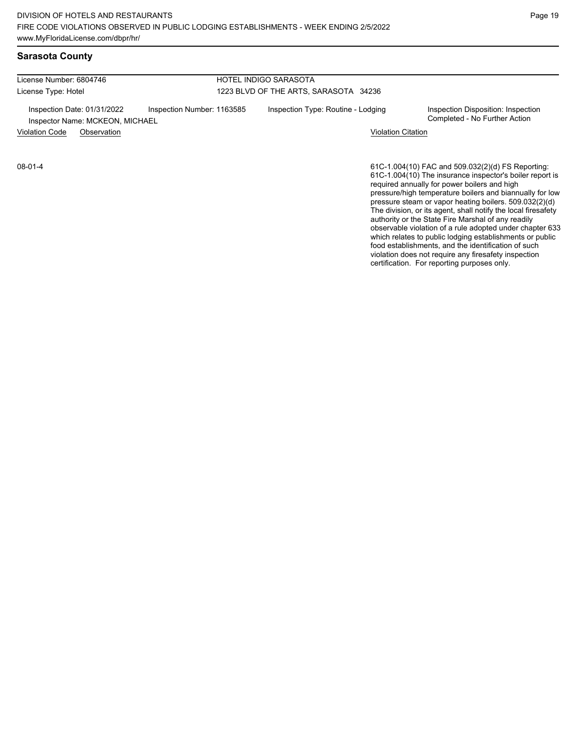## Sarasota County

License Number: 6804746 — HOTEL INDIGO SARASOTA

License Type: Hotel — 1223 BLVD OF THE ARTS, SARASOTA 34236

Inspection Date: 01/31/2022 | Inspection Number: 1163585 | Inspection Type: Routine - Lodging | Inspection Disposition: Inspection Completed - No Further Action

Inspector Name: MCKEON, MICHAEL

| Violation Code | Observation | Violation Citation |
|---|---|---|
| 08-01-4 | | 61C-1.004(10) FAC and 509.032(2)(d) FS Reporting: 61C-1.004(10) The insurance inspector's boiler report is required annually for power boilers and high pressure/high temperature boilers and biannually for low pressure steam or vapor heating boilers. 509.032(2)(d) The division, or its agent, shall notify the local firesafety authority or the State Fire Marshal of any readily observable violation of a rule adopted under chapter 633 which relates to public lodging establishments or public food establishments, and the identification of such violation does not require any firesafety inspection certification. For reporting purposes only. |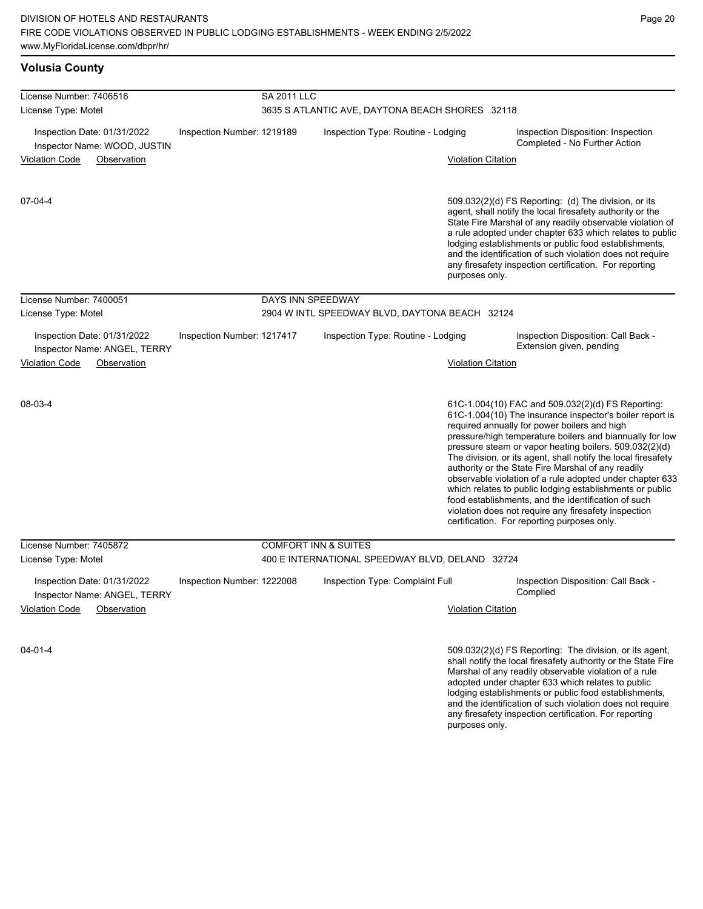## Volusia County

| | | | |
|---|---|---|---|
| License Number: 7406516 | SA 2011 LLC | | |
| License Type: Motel | 3635 S ATLANTIC AVE, DAYTONA BEACH SHORES 32118 | | |
| Inspection Date: 01/31/2022<br>Inspector Name: WOOD, JUSTIN | Inspection Number: 1219189 | Inspection Type: Routine - Lodging | Inspection Disposition: Inspection Completed - No Further Action |

| Violation Code | Observation | Violation Citation |
|---|---|---|
| 07-04-4 | | 509.032(2)(d) FS Reporting: (d) The division, or its agent, shall notify the local firesafety authority or the State Fire Marshal of any readily observable violation of a rule adopted under chapter 633 which relates to public lodging establishments or public food establishments, and the identification of such violation does not require any firesafety inspection certification. For reporting purposes only. |

| | | | |
|---|---|---|---|
| License Number: 7400051 | DAYS INN SPEEDWAY | | |
| License Type: Motel | 2904 W INTL SPEEDWAY BLVD, DAYTONA BEACH 32124 | | |
| Inspection Date: 01/31/2022<br>Inspector Name: ANGEL, TERRY | Inspection Number: 1217417 | Inspection Type: Routine - Lodging | Inspection Disposition: Call Back - Extension given, pending |

| Violation Code | Observation | Violation Citation |
|---|---|---|
| 08-03-4 | | 61C-1.004(10) FAC and 509.032(2)(d) FS Reporting: 61C-1.004(10) The insurance inspector's boiler report is required annually for power boilers and high pressure/high temperature boilers and biannually for low pressure steam or vapor heating boilers. 509.032(2)(d) The division, or its agent, shall notify the local firesafety authority or the State Fire Marshal of any readily observable violation of a rule adopted under chapter 633 which relates to public lodging establishments or public food establishments, and the identification of such violation does not require any firesafety inspection certification. For reporting purposes only. |

| | | | |
|---|---|---|---|
| License Number: 7405872 | COMFORT INN & SUITES | | |
| License Type: Motel | 400 E INTERNATIONAL SPEEDWAY BLVD, DELAND 32724 | | |
| Inspection Date: 01/31/2022<br>Inspector Name: ANGEL, TERRY | Inspection Number: 1222008 | Inspection Type: Complaint Full | Inspection Disposition: Call Back - Complied |

| Violation Code | Observation | Violation Citation |
|---|---|---|
| 04-01-4 | | 509.032(2)(d) FS Reporting: The division, or its agent, shall notify the local firesafety authority or the State Fire Marshal of any readily observable violation of a rule adopted under chapter 633 which relates to public lodging establishments or public food establishments, and the identification of such violation does not require any firesafety inspection certification. For reporting purposes only. |